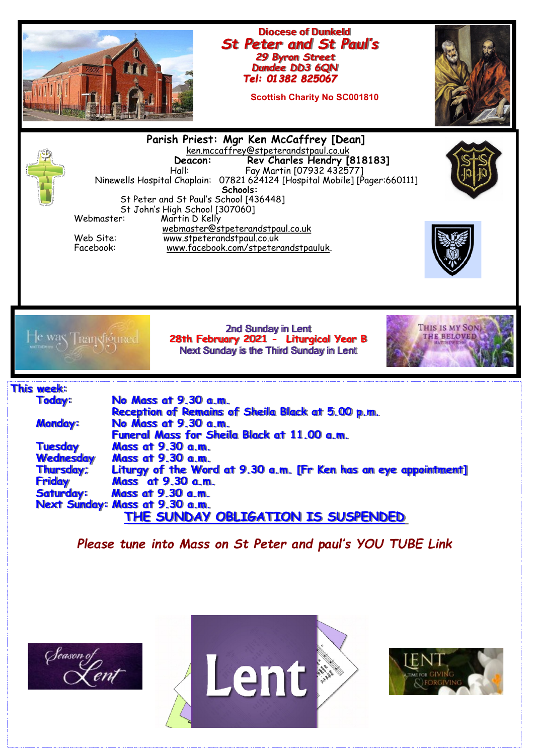Diocese of Dunkeld

# St Peter and St Paul's

29 Byron Street
Dundee DD3 6QN
Tel: 01382 825067

Scottish Charity No SC001810

**Parish Priest: Mgr Ken McCaffrey [Dean]**
ken.mccaffrey@stpeterandstpaul.co.uk
**Deacon: Rev Charles Hendry [818183]**
Hall: Fay Martin [07932 432577]
Ninewells Hospital Chaplain: 07821 624124 [Hospital Mobile] [Pager:660111]
**Schools:**
St Peter and St Paul's School [436448]
St John's High School [307060]
Webmaster: Martin D Kelly
webmaster@stpeterandstpaul.co.uk
Web Site: www.stpeterandstpaul.co.uk
Facebook: www.facebook.com/stpeterandstpauluk.

## 2nd Sunday in Lent
**28th February 2021 - Liturgical Year B**
Next Sunday is the Third Sunday in Lent

**This week:**

| | |
|---|---|
| **Today:** | No Mass at 9.30 a.m. |
| | Reception of Remains of Sheila Black at 5.00 p.m. |
| **Monday:** | No Mass at 9.30 a.m. |
| | Funeral Mass for Sheila Black at 11.00 a.m. |
| **Tuesday** | Mass at 9.30 a.m. |
| **Wednesday** | Mass at 9.30 a.m. |
| **Thursday:** | Liturgy of the Word at 9.30 a.m. [Fr Ken has an eye appointment] |
| **Friday** | Mass at 9.30 a.m. |
| **Saturday:** | Mass at 9.30 a.m. |
| **Next Sunday:** | Mass at 9.30 a.m. |

**THE SUNDAY OBLIGATION IS SUSPENDED**

*Please tune into Mass on St Peter and paul's YOU TUBE Link*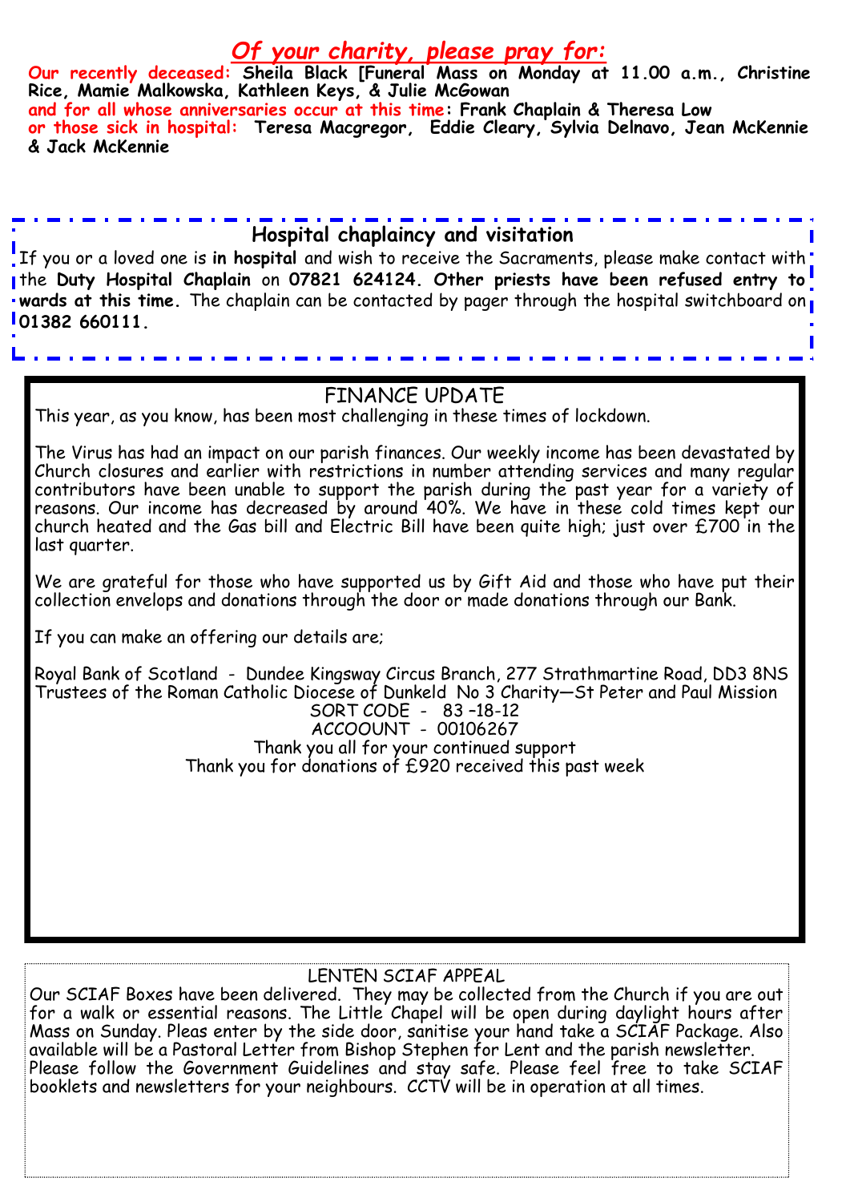## *Of your charity, please pray for:*

**Our recently deceased: Sheila Black [Funeral Mass on Monday at 11.00 a.m., Christine Rice, Mamie Malkowska, Kathleen Keys, & Julie McGowan**
**and for all whose anniversaries occur at this time: Frank Chaplain & Theresa Low**
**or those sick in hospital: Teresa Macgregor, Eddie Cleary, Sylvia Delnavo, Jean McKennie & Jack McKennie**

### Hospital chaplaincy and visitation

If you or a loved one is **in hospital** and wish to receive the Sacraments, please make contact with the **Duty Hospital Chaplain** on **07821 624124. Other priests have been refused entry to wards at this time.** The chaplain can be contacted by pager through the hospital switchboard on **01382 660111.**

### FINANCE UPDATE

This year, as you know, has been most challenging in these times of lockdown.

The Virus has had an impact on our parish finances. Our weekly income has been devastated by Church closures and earlier with restrictions in number attending services and many regular contributors have been unable to support the parish during the past year for a variety of reasons. Our income has decreased by around 40%. We have in these cold times kept our church heated and the Gas bill and Electric Bill have been quite high; just over £700 in the last quarter.

We are grateful for those who have supported us by Gift Aid and those who have put their collection envelops and donations through the door or made donations through our Bank.

If you can make an offering our details are;

Royal Bank of Scotland - Dundee Kingsway Circus Branch, 277 Strathmartine Road, DD3 8NS
Trustees of the Roman Catholic Diocese of Dunkeld No 3 Charity—St Peter and Paul Mission
SORT CODE - 83 –18-12
ACCOOUNT - 00106267
Thank you all for your continued support
Thank you for donations of £920 received this past week

### LENTEN SCIAF APPEAL

Our SCIAF Boxes have been delivered. They may be collected from the Church if you are out for a walk or essential reasons. The Little Chapel will be open during daylight hours after Mass on Sunday. Pleas enter by the side door, sanitise your hand take a SCIAF Package. Also available will be a Pastoral Letter from Bishop Stephen for Lent and the parish newsletter. Please follow the Government Guidelines and stay safe. Please feel free to take SCIAF booklets and newsletters for your neighbours. CCTV will be in operation at all times.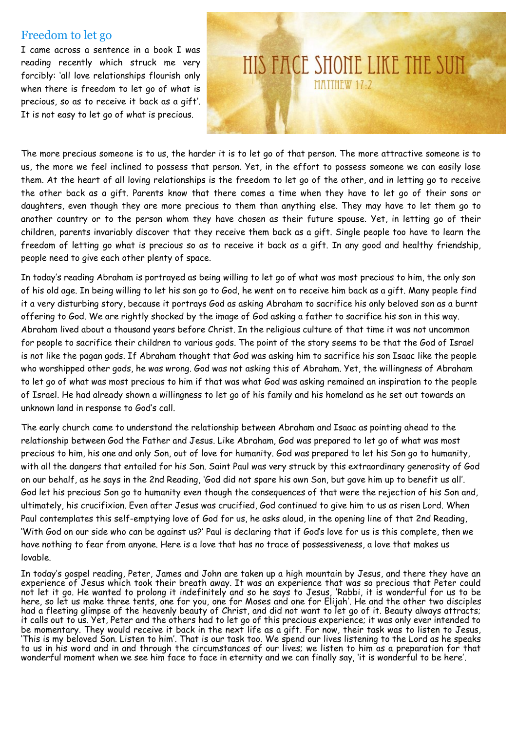## Freedom to let go

I came across a sentence in a book I was reading recently which struck me very forcibly: 'all love relationships flourish only when there is freedom to let go of what is precious, so as to receive it back as a gift'. It is not easy to let go of what is precious.

The more precious someone is to us, the harder it is to let go of that person. The more attractive someone is to us, the more we feel inclined to possess that person. Yet, in the effort to possess someone we can easily lose them. At the heart of all loving relationships is the freedom to let go of the other, and in letting go to receive the other back as a gift. Parents know that there comes a time when they have to let go of their sons or daughters, even though they are more precious to them than anything else. They may have to let them go to another country or to the person whom they have chosen as their future spouse. Yet, in letting go of their children, parents invariably discover that they receive them back as a gift. Single people too have to learn the freedom of letting go what is precious so as to receive it back as a gift. In any good and healthy friendship, people need to give each other plenty of space.

In today's reading Abraham is portrayed as being willing to let go of what was most precious to him, the only son of his old age. In being willing to let his son go to God, he went on to receive him back as a gift. Many people find it a very disturbing story, because it portrays God as asking Abraham to sacrifice his only beloved son as a burnt offering to God. We are rightly shocked by the image of God asking a father to sacrifice his son in this way. Abraham lived about a thousand years before Christ. In the religious culture of that time it was not uncommon for people to sacrifice their children to various gods. The point of the story seems to be that the God of Israel is not like the pagan gods. If Abraham thought that God was asking him to sacrifice his son Isaac like the people who worshipped other gods, he was wrong. God was not asking this of Abraham. Yet, the willingness of Abraham to let go of what was most precious to him if that was what God was asking remained an inspiration to the people of Israel. He had already shown a willingness to let go of his family and his homeland as he set out towards an unknown land in response to God's call.

The early church came to understand the relationship between Abraham and Isaac as pointing ahead to the relationship between God the Father and Jesus. Like Abraham, God was prepared to let go of what was most precious to him, his one and only Son, out of love for humanity. God was prepared to let his Son go to humanity, with all the dangers that entailed for his Son. Saint Paul was very struck by this extraordinary generosity of God on our behalf, as he says in the 2nd Reading, 'God did not spare his own Son, but gave him up to benefit us all'. God let his precious Son go to humanity even though the consequences of that were the rejection of his Son and, ultimately, his crucifixion. Even after Jesus was crucified, God continued to give him to us as risen Lord. When Paul contemplates this self-emptying love of God for us, he asks aloud, in the opening line of that 2nd Reading, 'With God on our side who can be against us?' Paul is declaring that if God's love for us is this complete, then we have nothing to fear from anyone. Here is a love that has no trace of possessiveness, a love that makes us lovable.

In today's gospel reading, Peter, James and John are taken up a high mountain by Jesus, and there they have an experience of Jesus which took their breath away. It was an experience that was so precious that Peter could not let it go. He wanted to prolong it indefinitely and so he says to Jesus, 'Rabbi, it is wonderful for us to be here, so let us make three tents, one for you, one for Moses and one for Elijah'. He and the other two disciples had a fleeting glimpse of the heavenly beauty of Christ, and did not want to let go of it. Beauty always attracts; it calls out to us. Yet, Peter and the others had to let go of this precious experience; it was only ever intended to be momentary. They would receive it back in the next life as a gift. For now, their task was to listen to Jesus, 'This is my beloved Son. Listen to him'. That is our task too. We spend our lives listening to the Lord as he speaks to us in his word and in and through the circumstances of our lives; we listen to him as a preparation for that wonderful moment when we see him face to face in eternity and we can finally say, 'it is wonderful to be here'.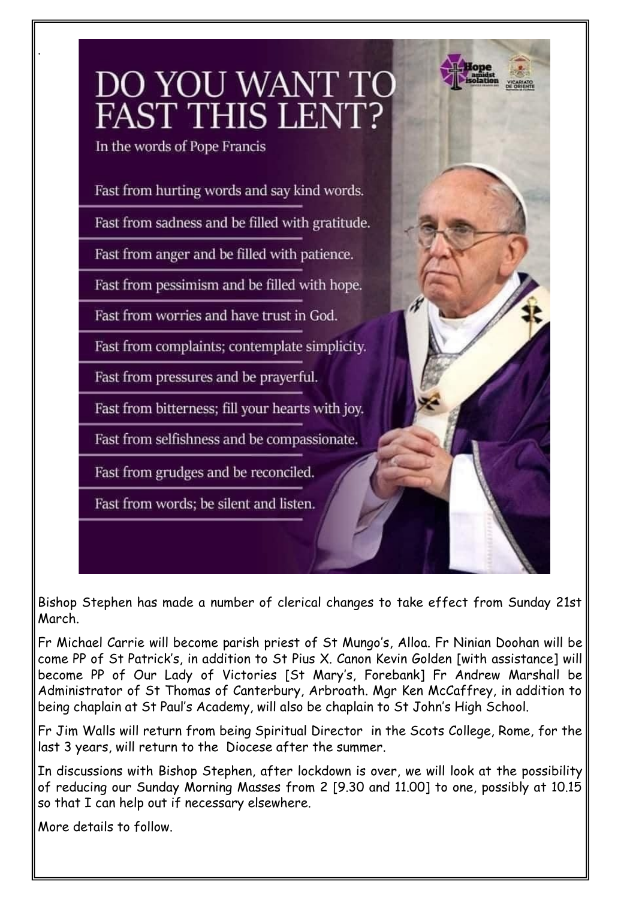# DO YOU WANT TO FAST THIS LENT?

In the words of Pope Francis

Fast from hurting words and say kind words.

Fast from sadness and be filled with gratitude.

Fast from anger and be filled with patience.

Fast from pessimism and be filled with hope.

Fast from worries and have trust in God.

Fast from complaints; contemplate simplicity.

Fast from pressures and be prayerful.

Fast from bitterness; fill your hearts with joy.

Fast from selfishness and be compassionate.

Fast from grudges and be reconciled.

Fast from words; be silent and listen.

Bishop Stephen has made a number of clerical changes to take effect from Sunday 21st March.

Fr Michael Carrie will become parish priest of St Mungo's, Alloa. Fr Ninian Doohan will be come PP of St Patrick's, in addition to St Pius X. Canon Kevin Golden [with assistance] will become PP of Our Lady of Victories [St Mary's, Forebank] Fr Andrew Marshall be Administrator of St Thomas of Canterbury, Arbroath. Mgr Ken McCaffrey, in addition to being chaplain at St Paul's Academy, will also be chaplain to St John's High School.

Fr Jim Walls will return from being Spiritual Director in the Scots College, Rome, for the last 3 years, will return to the Diocese after the summer.

In discussions with Bishop Stephen, after lockdown is over, we will look at the possibility of reducing our Sunday Morning Masses from 2 [9.30 and 11.00] to one, possibly at 10.15 so that I can help out if necessary elsewhere.

More details to follow.